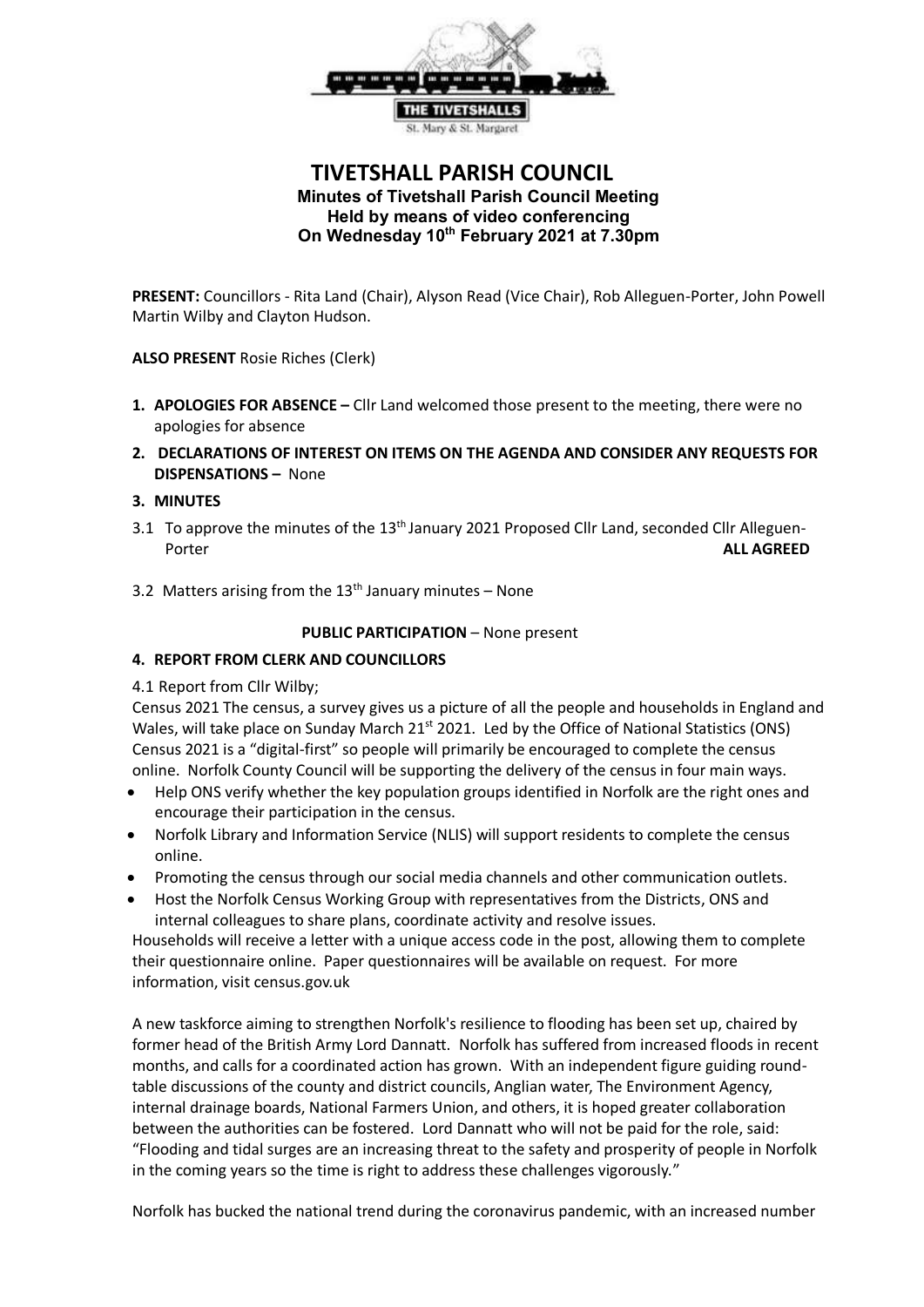THE TIVETSHALLS

St. Mary & St. Margaret

# TIVETSHALL PARISH COUNCIL

**Minutes of Tivetshall Parish Council Meeting**
**Held by means of video conferencing**
**On Wednesday 10th February 2021 at 7.30pm**

**PRESENT:** Councillors - Rita Land (Chair), Alyson Read (Vice Chair), Rob Alleguen-Porter, John Powell Martin Wilby and Clayton Hudson.

**ALSO PRESENT** Rosie Riches (Clerk)

1. **APOLOGIES FOR ABSENCE –** Cllr Land welcomed those present to the meeting, there were no apologies for absence
2. **DECLARATIONS OF INTEREST ON ITEMS ON THE AGENDA AND CONSIDER ANY REQUESTS FOR DISPENSATIONS –** None
3. **MINUTES**

3.1 To approve the minutes of the 13th January 2021 Proposed Cllr Land, seconded Cllr Alleguen-Porter **ALL AGREED**

3.2 Matters arising from the 13th January minutes – None

**PUBLIC PARTICIPATION** – None present

4. **REPORT FROM CLERK AND COUNCILLORS**

4.1 Report from Cllr Wilby;

Census 2021 The census, a survey gives us a picture of all the people and households in England and Wales, will take place on Sunday March 21st 2021. Led by the Office of National Statistics (ONS) Census 2021 is a "digital-first" so people will primarily be encouraged to complete the census online. Norfolk County Council will be supporting the delivery of the census in four main ways.

- Help ONS verify whether the key population groups identified in Norfolk are the right ones and encourage their participation in the census.
- Norfolk Library and Information Service (NLIS) will support residents to complete the census online.
- Promoting the census through our social media channels and other communication outlets.
- Host the Norfolk Census Working Group with representatives from the Districts, ONS and internal colleagues to share plans, coordinate activity and resolve issues.

Households will receive a letter with a unique access code in the post, allowing them to complete their questionnaire online. Paper questionnaires will be available on request. For more information, visit census.gov.uk

A new taskforce aiming to strengthen Norfolk's resilience to flooding has been set up, chaired by former head of the British Army Lord Dannatt. Norfolk has suffered from increased floods in recent months, and calls for a coordinated action has grown. With an independent figure guiding round-table discussions of the county and district councils, Anglian water, The Environment Agency, internal drainage boards, National Farmers Union, and others, it is hoped greater collaboration between the authorities can be fostered. Lord Dannatt who will not be paid for the role, said: "Flooding and tidal surges are an increasing threat to the safety and prosperity of people in Norfolk in the coming years so the time is right to address these challenges vigorously."

Norfolk has bucked the national trend during the coronavirus pandemic, with an increased number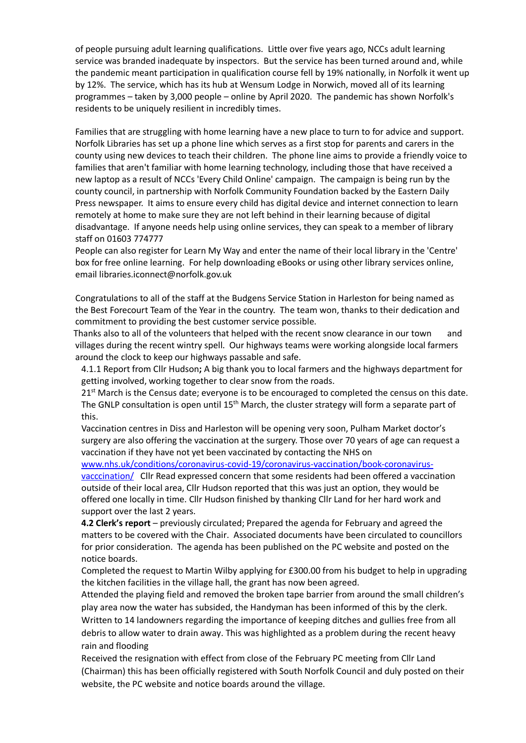of people pursuing adult learning qualifications. Little over five years ago, NCCs adult learning service was branded inadequate by inspectors. But the service has been turned around and, while the pandemic meant participation in qualification course fell by 19% nationally, in Norfolk it went up by 12%. The service, which has its hub at Wensum Lodge in Norwich, moved all of its learning programmes – taken by 3,000 people – online by April 2020. The pandemic has shown Norfolk's residents to be uniquely resilient in incredibly times.

Families that are struggling with home learning have a new place to turn to for advice and support. Norfolk Libraries has set up a phone line which serves as a first stop for parents and carers in the county using new devices to teach their children. The phone line aims to provide a friendly voice to families that aren't familiar with home learning technology, including those that have received a new laptop as a result of NCCs 'Every Child Online' campaign. The campaign is being run by the county council, in partnership with Norfolk Community Foundation backed by the Eastern Daily Press newspaper. It aims to ensure every child has digital device and internet connection to learn remotely at home to make sure they are not left behind in their learning because of digital disadvantage. If anyone needs help using online services, they can speak to a member of library staff on 01603 774777

People can also register for Learn My Way and enter the name of their local library in the 'Centre' box for free online learning. For help downloading eBooks or using other library services online, email libraries.iconnect@norfolk.gov.uk

Congratulations to all of the staff at the Budgens Service Station in Harleston for being named as the Best Forecourt Team of the Year in the country. The team won, thanks to their dedication and commitment to providing the best customer service possible.

Thanks also to all of the volunteers that helped with the recent snow clearance in our town and villages during the recent wintry spell. Our highways teams were working alongside local farmers around the clock to keep our highways passable and safe.

4.1.1 Report from Cllr Hudson**;** A big thank you to local farmers and the highways department for getting involved, working together to clear snow from the roads.

21st March is the Census date; everyone is to be encouraged to completed the census on this date. The GNLP consultation is open until 15th March, the cluster strategy will form a separate part of this.

Vaccination centres in Diss and Harleston will be opening very soon, Pulham Market doctor's surgery are also offering the vaccination at the surgery. Those over 70 years of age can request a vaccination if they have not yet been vaccinated by contacting the NHS on www.nhs.uk/conditions/coronavirus-covid-19/coronavirus-vaccination/book-coronavirus-vacccination/ Cllr Read expressed concern that some residents had been offered a vaccination outside of their local area, Cllr Hudson reported that this was just an option, they would be offered one locally in time. Cllr Hudson finished by thanking Cllr Land for her hard work and support over the last 2 years.

**4.2 Clerk's report** – previously circulated; Prepared the agenda for February and agreed the matters to be covered with the Chair. Associated documents have been circulated to councillors for prior consideration. The agenda has been published on the PC website and posted on the notice boards.

Completed the request to Martin Wilby applying for £300.00 from his budget to help in upgrading the kitchen facilities in the village hall, the grant has now been agreed.

Attended the playing field and removed the broken tape barrier from around the small children's play area now the water has subsided, the Handyman has been informed of this by the clerk.

Written to 14 landowners regarding the importance of keeping ditches and gullies free from all debris to allow water to drain away. This was highlighted as a problem during the recent heavy rain and flooding

Received the resignation with effect from close of the February PC meeting from Cllr Land (Chairman) this has been officially registered with South Norfolk Council and duly posted on their website, the PC website and notice boards around the village.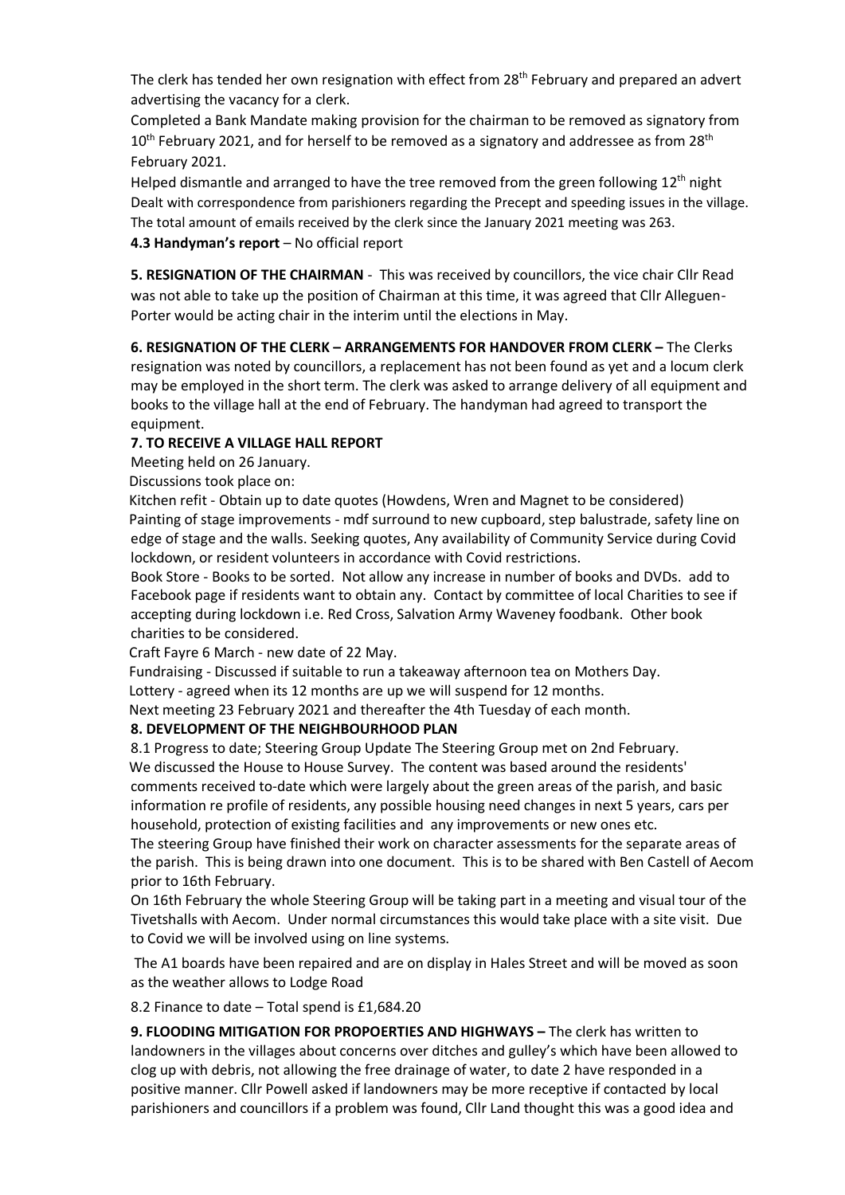The clerk has tended her own resignation with effect from 28th February and prepared an advert advertising the vacancy for a clerk.

Completed a Bank Mandate making provision for the chairman to be removed as signatory from 10th February 2021, and for herself to be removed as a signatory and addressee as from 28th February 2021.

Helped dismantle and arranged to have the tree removed from the green following 12th night

Dealt with correspondence from parishioners regarding the Precept and speeding issues in the village.

The total amount of emails received by the clerk since the January 2021 meeting was 263.

**4.3 Handyman's report** – No official report

**5. RESIGNATION OF THE CHAIRMAN** - This was received by councillors, the vice chair Cllr Read was not able to take up the position of Chairman at this time, it was agreed that Cllr Alleguen-Porter would be acting chair in the interim until the elections in May.

**6. RESIGNATION OF THE CLERK – ARRANGEMENTS FOR HANDOVER FROM CLERK –** The Clerks resignation was noted by councillors, a replacement has not been found as yet and a locum clerk may be employed in the short term. The clerk was asked to arrange delivery of all equipment and books to the village hall at the end of February. The handyman had agreed to transport the equipment.

**7. TO RECEIVE A VILLAGE HALL REPORT**

Meeting held on 26 January.

Discussions took place on:

Kitchen refit - Obtain up to date quotes (Howdens, Wren and Magnet to be considered)

Painting of stage improvements - mdf surround to new cupboard, step balustrade, safety line on edge of stage and the walls. Seeking quotes, Any availability of Community Service during Covid lockdown, or resident volunteers in accordance with Covid restrictions.

Book Store - Books to be sorted. Not allow any increase in number of books and DVDs. add to Facebook page if residents want to obtain any. Contact by committee of local Charities to see if accepting during lockdown i.e. Red Cross, Salvation Army Waveney foodbank. Other book charities to be considered.

Craft Fayre 6 March - new date of 22 May.

Fundraising - Discussed if suitable to run a takeaway afternoon tea on Mothers Day.

Lottery - agreed when its 12 months are up we will suspend for 12 months.

Next meeting 23 February 2021 and thereafter the 4th Tuesday of each month.

**8. DEVELOPMENT OF THE NEIGHBOURHOOD PLAN**

8.1 Progress to date; Steering Group Update The Steering Group met on 2nd February.

We discussed the House to House Survey. The content was based around the residents' comments received to-date which were largely about the green areas of the parish, and basic information re profile of residents, any possible housing need changes in next 5 years, cars per household, protection of existing facilities and any improvements or new ones etc.

The steering Group have finished their work on character assessments for the separate areas of the parish. This is being drawn into one document. This is to be shared with Ben Castell of Aecom prior to 16th February.

On 16th February the whole Steering Group will be taking part in a meeting and visual tour of the Tivetshalls with Aecom. Under normal circumstances this would take place with a site visit. Due to Covid we will be involved using on line systems.

The A1 boards have been repaired and are on display in Hales Street and will be moved as soon as the weather allows to Lodge Road

8.2 Finance to date – Total spend is £1,684.20

**9. FLOODING MITIGATION FOR PROPOERTIES AND HIGHWAYS –** The clerk has written to landowners in the villages about concerns over ditches and gulley's which have been allowed to clog up with debris, not allowing the free drainage of water, to date 2 have responded in a positive manner. Cllr Powell asked if landowners may be more receptive if contacted by local parishioners and councillors if a problem was found, Cllr Land thought this was a good idea and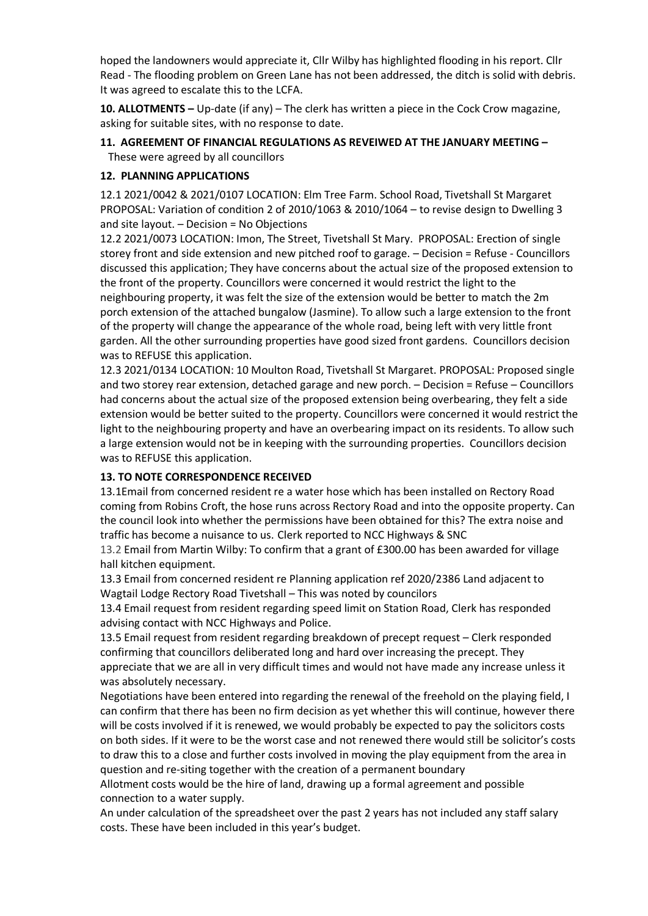hoped the landowners would appreciate it, Cllr Wilby has highlighted flooding in his report. Cllr Read - The flooding problem on Green Lane has not been addressed, the ditch is solid with debris. It was agreed to escalate this to the LCFA.

**10. ALLOTMENTS –** Up-date (if any) – The clerk has written a piece in the Cock Crow magazine, asking for suitable sites, with no response to date.

**11. AGREEMENT OF FINANCIAL REGULATIONS AS REVEIWED AT THE JANUARY MEETING –** These were agreed by all councillors

**12. PLANNING APPLICATIONS**

12.1 2021/0042 & 2021/0107 LOCATION: Elm Tree Farm. School Road, Tivetshall St Margaret PROPOSAL: Variation of condition 2 of 2010/1063 & 2010/1064 – to revise design to Dwelling 3 and site layout. – Decision = No Objections

12.2 2021/0073 LOCATION: Imon, The Street, Tivetshall St Mary. PROPOSAL: Erection of single storey front and side extension and new pitched roof to garage. – Decision = Refuse - Councillors discussed this application; They have concerns about the actual size of the proposed extension to the front of the property. Councillors were concerned it would restrict the light to the neighbouring property, it was felt the size of the extension would be better to match the 2m porch extension of the attached bungalow (Jasmine). To allow such a large extension to the front of the property will change the appearance of the whole road, being left with very little front garden. All the other surrounding properties have good sized front gardens. Councillors decision was to REFUSE this application.

12.3 2021/0134 LOCATION: 10 Moulton Road, Tivetshall St Margaret. PROPOSAL: Proposed single and two storey rear extension, detached garage and new porch. – Decision = Refuse – Councillors had concerns about the actual size of the proposed extension being overbearing, they felt a side extension would be better suited to the property. Councillors were concerned it would restrict the light to the neighbouring property and have an overbearing impact on its residents. To allow such a large extension would not be in keeping with the surrounding properties. Councillors decision was to REFUSE this application.

**13. TO NOTE CORRESPONDENCE RECEIVED**

13.1Email from concerned resident re a water hose which has been installed on Rectory Road coming from Robins Croft, the hose runs across Rectory Road and into the opposite property. Can the council look into whether the permissions have been obtained for this? The extra noise and traffic has become a nuisance to us. Clerk reported to NCC Highways & SNC

13.2 Email from Martin Wilby: To confirm that a grant of £300.00 has been awarded for village hall kitchen equipment.

13.3 Email from concerned resident re Planning application ref 2020/2386 Land adjacent to Wagtail Lodge Rectory Road Tivetshall – This was noted by councilors

13.4 Email request from resident regarding speed limit on Station Road, Clerk has responded advising contact with NCC Highways and Police.

13.5 Email request from resident regarding breakdown of precept request – Clerk responded confirming that councillors deliberated long and hard over increasing the precept. They appreciate that we are all in very difficult times and would not have made any increase unless it was absolutely necessary.

Negotiations have been entered into regarding the renewal of the freehold on the playing field, I can confirm that there has been no firm decision as yet whether this will continue, however there will be costs involved if it is renewed, we would probably be expected to pay the solicitors costs on both sides. If it were to be the worst case and not renewed there would still be solicitor's costs to draw this to a close and further costs involved in moving the play equipment from the area in question and re-siting together with the creation of a permanent boundary

Allotment costs would be the hire of land, drawing up a formal agreement and possible connection to a water supply.

An under calculation of the spreadsheet over the past 2 years has not included any staff salary costs. These have been included in this year's budget.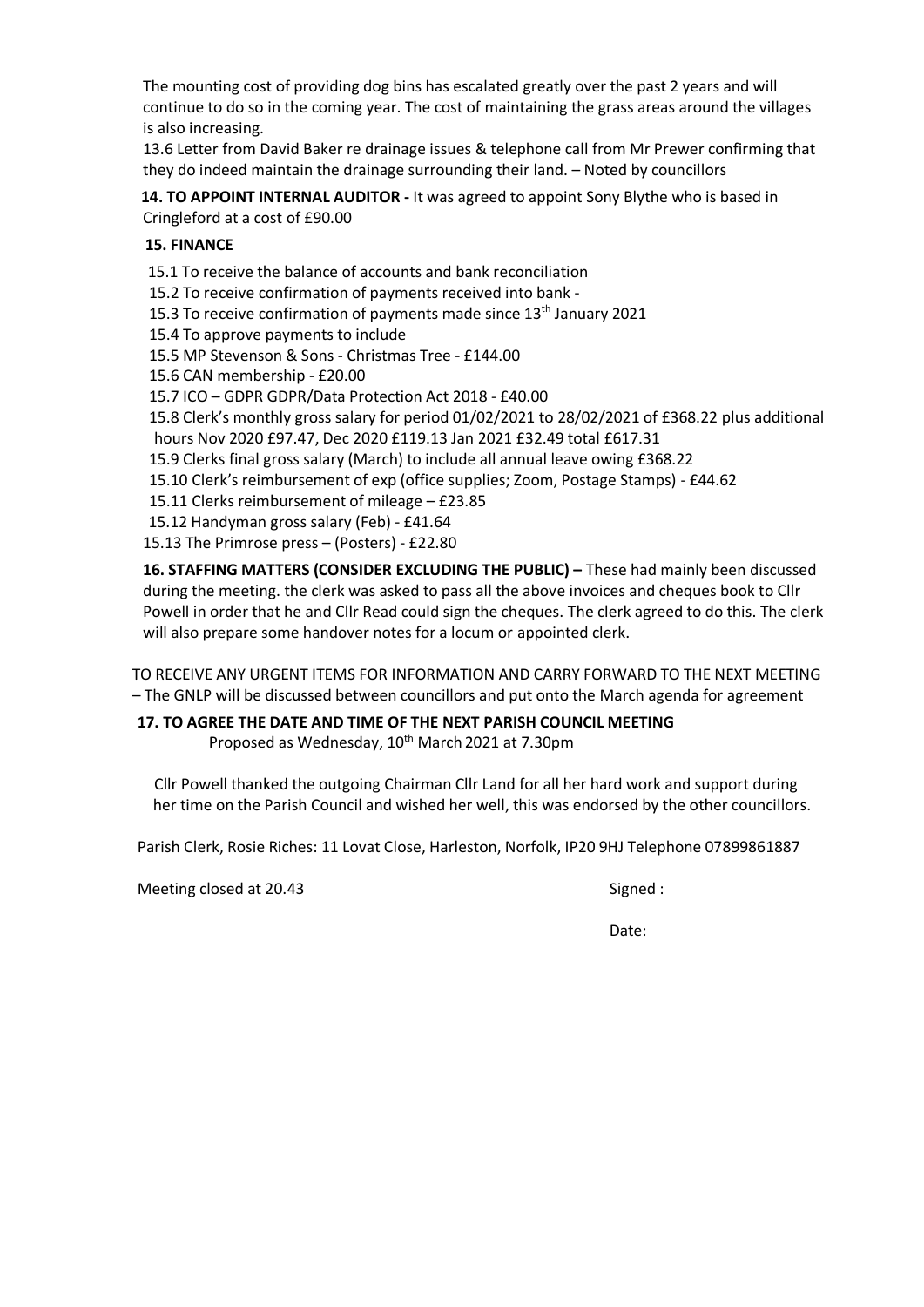The mounting cost of providing dog bins has escalated greatly over the past 2 years and will continue to do so in the coming year. The cost of maintaining the grass areas around the villages is also increasing.

13.6 Letter from David Baker re drainage issues & telephone call from Mr Prewer confirming that they do indeed maintain the drainage surrounding their land. – Noted by councillors

**14. TO APPOINT INTERNAL AUDITOR -** It was agreed to appoint Sony Blythe who is based in Cringleford at a cost of £90.00

**15. FINANCE**

15.1 To receive the balance of accounts and bank reconciliation

15.2 To receive confirmation of payments received into bank -

15.3 To receive confirmation of payments made since 13th January 2021

15.4 To approve payments to include

15.5 MP Stevenson & Sons - Christmas Tree - £144.00

15.6 CAN membership - £20.00

15.7 ICO – GDPR GDPR/Data Protection Act 2018 - £40.00

15.8 Clerk's monthly gross salary for period 01/02/2021 to 28/02/2021 of £368.22 plus additional hours Nov 2020 £97.47, Dec 2020 £119.13 Jan 2021 £32.49 total £617.31

15.9 Clerks final gross salary (March) to include all annual leave owing £368.22

15.10 Clerk's reimbursement of exp (office supplies; Zoom, Postage Stamps) - £44.62

15.11 Clerks reimbursement of mileage – £23.85

15.12 Handyman gross salary (Feb) - £41.64

15.13 The Primrose press – (Posters) - £22.80

**16. STAFFING MATTERS (CONSIDER EXCLUDING THE PUBLIC) –** These had mainly been discussed during the meeting. the clerk was asked to pass all the above invoices and cheques book to Cllr Powell in order that he and Cllr Read could sign the cheques. The clerk agreed to do this. The clerk will also prepare some handover notes for a locum or appointed clerk.

TO RECEIVE ANY URGENT ITEMS FOR INFORMATION AND CARRY FORWARD TO THE NEXT MEETING – The GNLP will be discussed between councillors and put onto the March agenda for agreement

**17. TO AGREE THE DATE AND TIME OF THE NEXT PARISH COUNCIL MEETING**

Proposed as Wednesday, 10th March 2021 at 7.30pm

Cllr Powell thanked the outgoing Chairman Cllr Land for all her hard work and support during her time on the Parish Council and wished her well, this was endorsed by the other councillors.

Parish Clerk, Rosie Riches: 11 Lovat Close, Harleston, Norfolk, IP20 9HJ Telephone 07899861887

Meeting closed at 20.43

Signed :

Date: